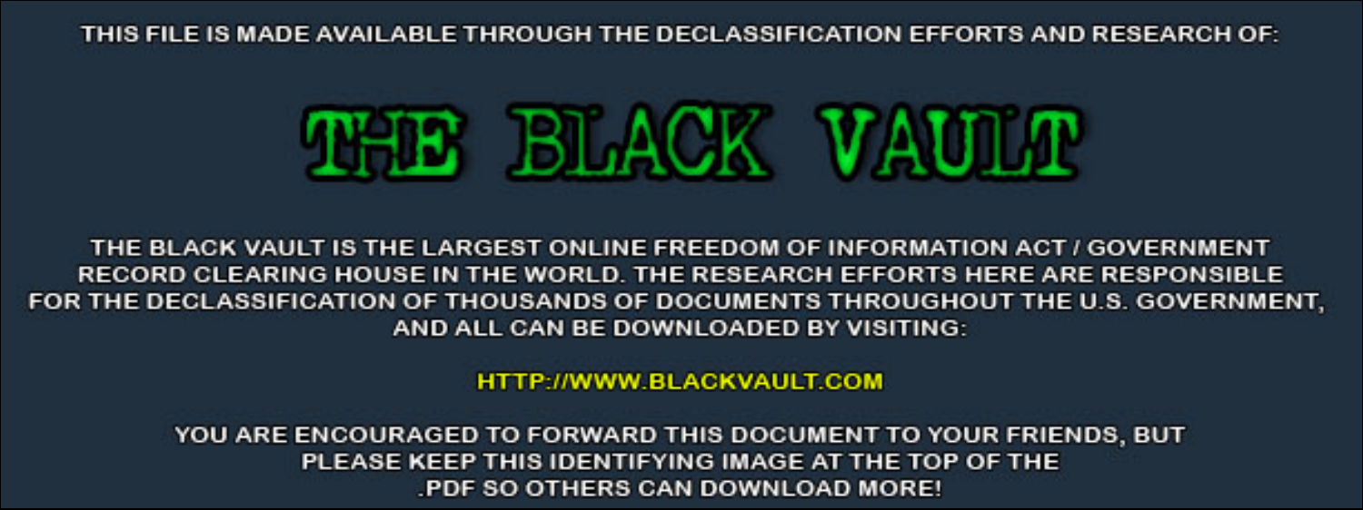THIS FILE IS MADE AVAILABLE THROUGH THE DECLASSIFICATION EFFORTS AND RESEARCH OF:

# THE BLACK VAULT

THE BLACK VAULT IS THE LARGEST ONLINE FREEDOM OF INFORMATION ACT / GOVERNMENT RECORD CLEARING HOUSE IN THE WORLD. THE RESEARCH EFFORTS HERE ARE RESPONSIBLE FOR THE DECLASSIFICATION OF THOUSANDS OF DOCUMENTS THROUGHOUT THE U.S. GOVERNMENT, AND ALL CAN BE DOWNLOADED BY VISITING:

HTTP://WWW.BLACKVAULT.COM

YOU ARE ENCOURAGED TO FORWARD THIS DOCUMENT TO YOUR FRIENDS, BUT PLEASE KEEP THIS IDENTIFYING IMAGE AT THE TOP OF THE .PDF SO OTHERS CAN DOWNLOAD MORE!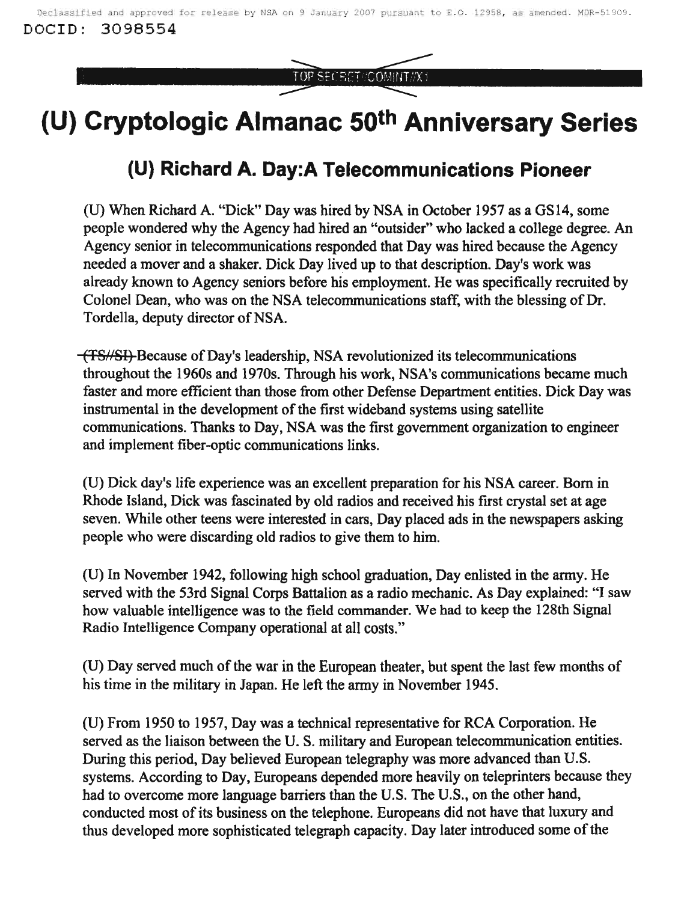# (U) Cryptologic Almanac 50th Anniversary Series

## (U) Richard A. Day:A Telecommunications Pioneer

(U) When Richard A. "Dick" Day was hired by NSA in October 1957 as a GS14, some people wondered why the Agency had hired an "outsider" who lacked a college degree. An Agency senior in telecommunications responded that Day was hired because the Agency needed a mover and a shaker. Dick Day lived up to that description. Day's work was already known to Agency seniors before his employment. He was specifically recruited by Colonel Dean, who was on the NSA telecommunications staff, with the blessing of Dr. Tordella, deputy director of NSA.

~~(TS//SI)~~ Because of Day's leadership, NSA revolutionized its telecommunications throughout the 1960s and 1970s. Through his work, NSA's communications became much faster and more efficient than those from other Defense Department entities. Dick Day was instrumental in the development of the first wideband systems using satellite communications. Thanks to Day, NSA was the first government organization to engineer and implement fiber-optic communications links.

(U) Dick day's life experience was an excellent preparation for his NSA career. Born in Rhode Island, Dick was fascinated by old radios and received his first crystal set at age seven. While other teens were interested in cars, Day placed ads in the newspapers asking people who were discarding old radios to give them to him.

(U) In November 1942, following high school graduation, Day enlisted in the army. He served with the 53rd Signal Corps Battalion as a radio mechanic. As Day explained: "I saw how valuable intelligence was to the field commander. We had to keep the 128th Signal Radio Intelligence Company operational at all costs."

(U) Day served much of the war in the European theater, but spent the last few months of his time in the military in Japan. He left the army in November 1945.

(U) From 1950 to 1957, Day was a technical representative for RCA Corporation. He served as the liaison between the U. S. military and European telecommunication entities. During this period, Day believed European telegraphy was more advanced than U.S. systems. According to Day, Europeans depended more heavily on teleprinters because they had to overcome more language barriers than the U.S. The U.S., on the other hand, conducted most of its business on the telephone. Europeans did not have that luxury and thus developed more sophisticated telegraph capacity. Day later introduced some of the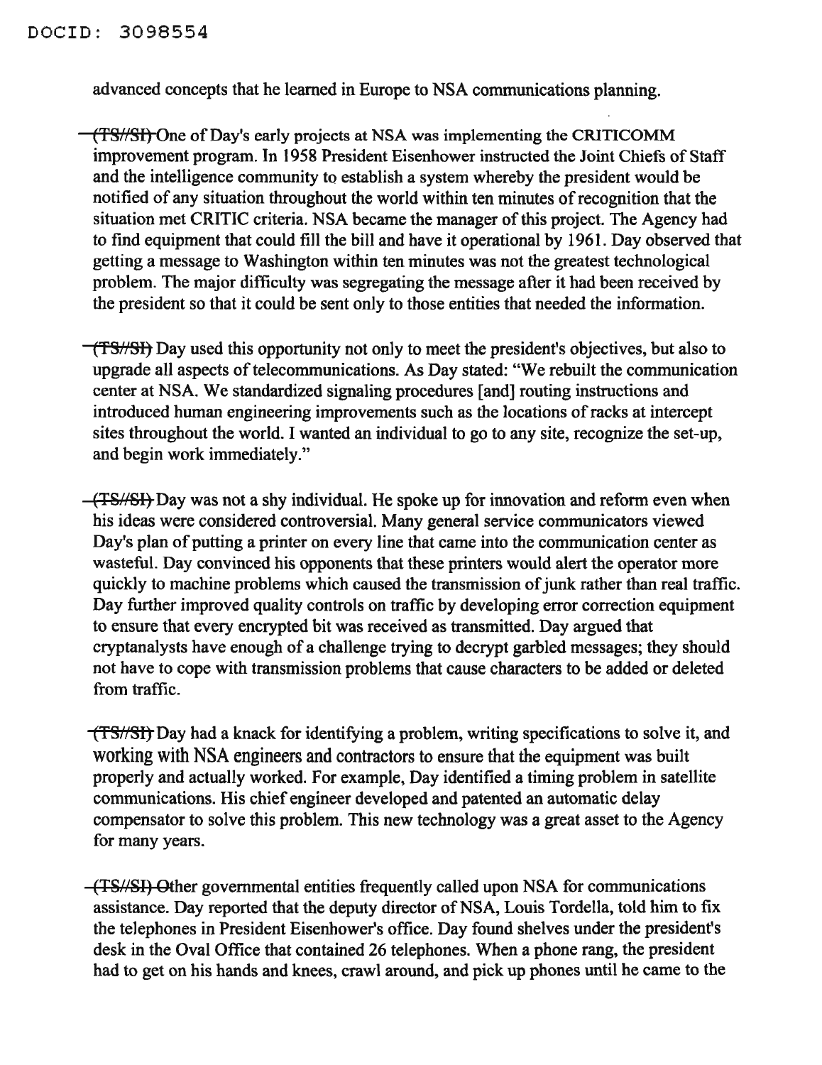advanced concepts that he learned in Europe to NSA communications planning.

~~(TS//SI)~~ One of Day's early projects at NSA was implementing the CRITICOMM improvement program. In 1958 President Eisenhower instructed the Joint Chiefs of Staff and the intelligence community to establish a system whereby the president would be notified of any situation throughout the world within ten minutes of recognition that the situation met CRITIC criteria. NSA became the manager of this project. The Agency had to find equipment that could fill the bill and have it operational by 1961. Day observed that getting a message to Washington within ten minutes was not the greatest technological problem. The major difficulty was segregating the message after it had been received by the president so that it could be sent only to those entities that needed the information.

~~(TS//SI)~~ Day used this opportunity not only to meet the president's objectives, but also to upgrade all aspects of telecommunications. As Day stated: "We rebuilt the communication center at NSA. We standardized signaling procedures [and] routing instructions and introduced human engineering improvements such as the locations of racks at intercept sites throughout the world. I wanted an individual to go to any site, recognize the set-up, and begin work immediately."

~~(TS//SI)~~ Day was not a shy individual. He spoke up for innovation and reform even when his ideas were considered controversial. Many general service communicators viewed Day's plan of putting a printer on every line that came into the communication center as wasteful. Day convinced his opponents that these printers would alert the operator more quickly to machine problems which caused the transmission of junk rather than real traffic. Day further improved quality controls on traffic by developing error correction equipment to ensure that every encrypted bit was received as transmitted. Day argued that cryptanalysts have enough of a challenge trying to decrypt garbled messages; they should not have to cope with transmission problems that cause characters to be added or deleted from traffic.

~~(TS//SI)~~ Day had a knack for identifying a problem, writing specifications to solve it, and working with NSA engineers and contractors to ensure that the equipment was built properly and actually worked. For example, Day identified a timing problem in satellite communications. His chief engineer developed and patented an automatic delay compensator to solve this problem. This new technology was a great asset to the Agency for many years.

~~(TS//SI)~~ Other governmental entities frequently called upon NSA for communications assistance. Day reported that the deputy director of NSA, Louis Tordella, told him to fix the telephones in President Eisenhower's office. Day found shelves under the president's desk in the Oval Office that contained 26 telephones. When a phone rang, the president had to get on his hands and knees, crawl around, and pick up phones until he came to the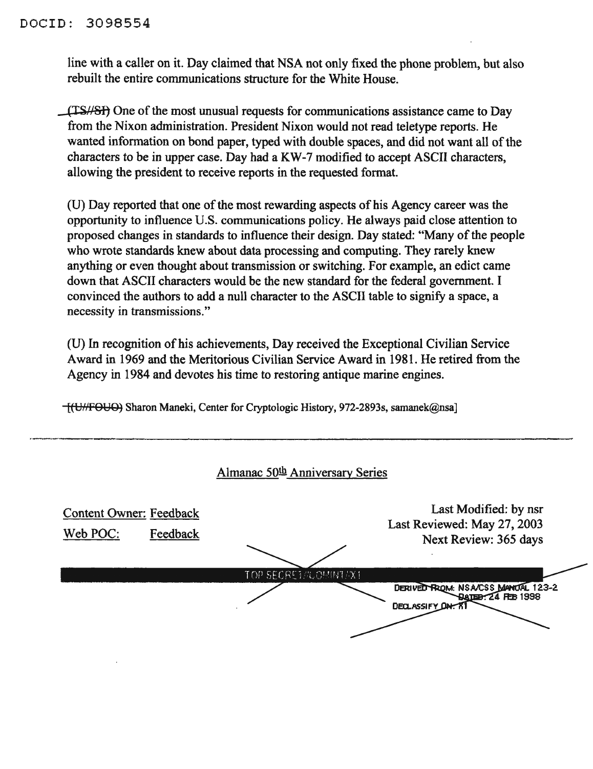line with a caller on it. Day claimed that NSA not only fixed the phone problem, but also rebuilt the entire communications structure for the White House.

(TS//SI) One of the most unusual requests for communications assistance came to Day from the Nixon administration. President Nixon would not read teletype reports. He wanted information on bond paper, typed with double spaces, and did not want all of the characters to be in upper case. Day had a KW-7 modified to accept ASCII characters, allowing the president to receive reports in the requested format.

(U) Day reported that one of the most rewarding aspects of his Agency career was the opportunity to influence U.S. communications policy. He always paid close attention to proposed changes in standards to influence their design. Day stated: "Many of the people who wrote standards knew about data processing and computing. They rarely knew anything or even thought about transmission or switching. For example, an edict came down that ASCII characters would be the new standard for the federal government. I convinced the authors to add a null character to the ASCII table to signify a space, a necessity in transmissions."

(U) In recognition of his achievements, Day received the Exceptional Civilian Service Award in 1969 and the Meritorious Civilian Service Award in 1981. He retired from the Agency in 1984 and devotes his time to restoring antique marine engines.

[(U//FOUO) Sharon Maneki, Center for Cryptologic History, 972-2893s, samanek@nsa]

---

Almanac 50th Anniversary Series

Content Owner: Feedback

Web POC: Feedback

Last Modified: by nsr

Last Reviewed: May 27, 2003

Next Review: 365 days

TOP SECRET//COMINT//X1

DERIVED FROM: NSA/CSS MANUAL 123-2
DATED: 24 FEB 1998
DECLASSIFY ON: X1